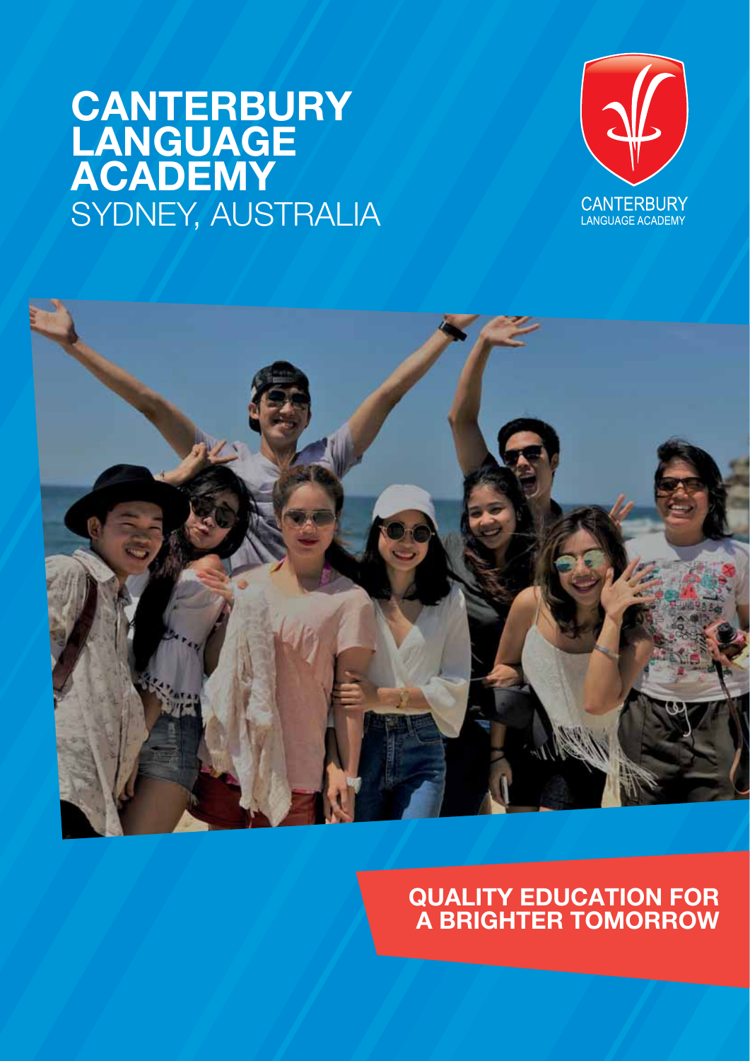# CANTERBURY LANGUAGE ACADEMY
SYDNEY, AUSTRALIA

CANTERBURY
LANGUAGE ACADEMY

## QUALITY EDUCATION FOR A BRIGHTER TOMORROW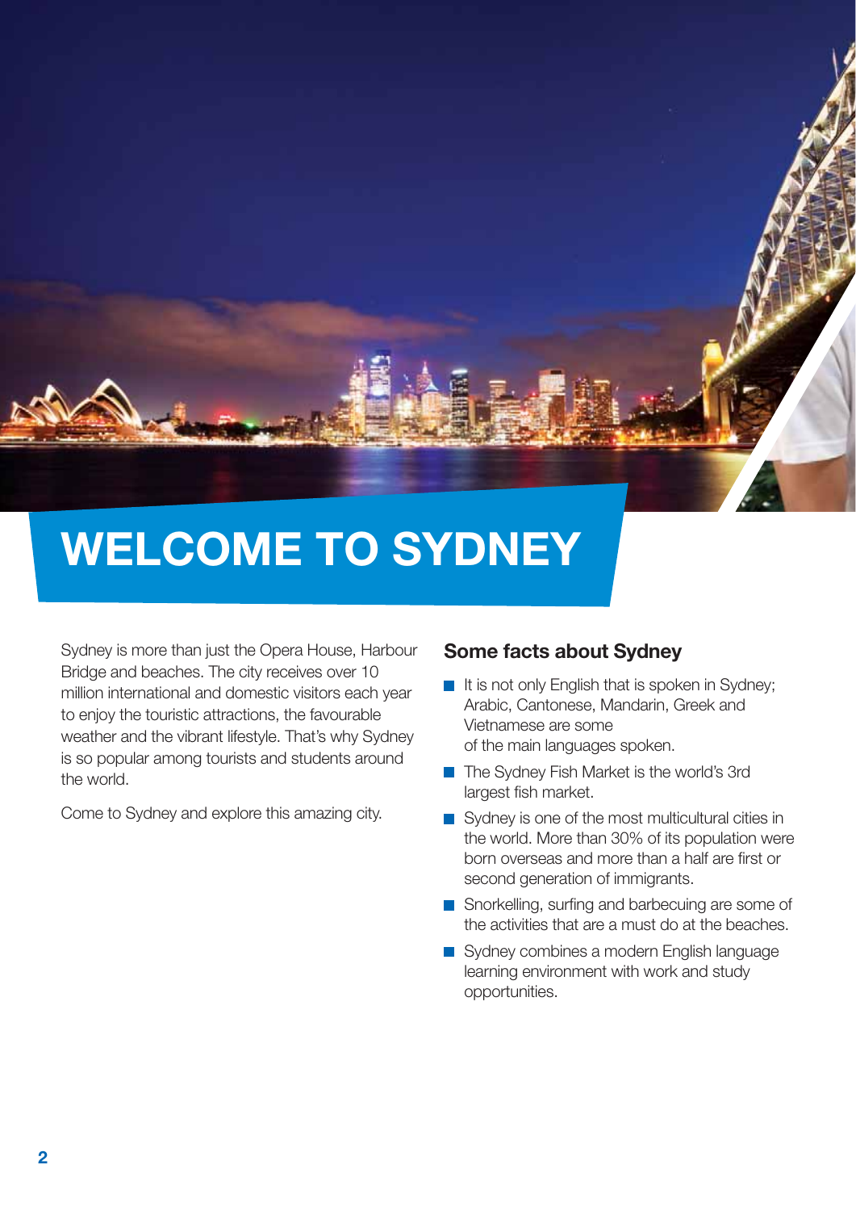# WELCOME TO SYDNEY

Sydney is more than just the Opera House, Harbour Bridge and beaches. The city receives over 10 million international and domestic visitors each year to enjoy the touristic attractions, the favourable weather and the vibrant lifestyle. That's why Sydney is so popular among tourists and students around the world.

Come to Sydney and explore this amazing city.

## Some facts about Sydney

- It is not only English that is spoken in Sydney; Arabic, Cantonese, Mandarin, Greek and Vietnamese are some of the main languages spoken.
- The Sydney Fish Market is the world's 3rd largest fish market.
- Sydney is one of the most multicultural cities in the world. More than 30% of its population were born overseas and more than a half are first or second generation of immigrants.
- Snorkelling, surfing and barbecuing are some of the activities that are a must do at the beaches.
- Sydney combines a modern English language learning environment with work and study opportunities.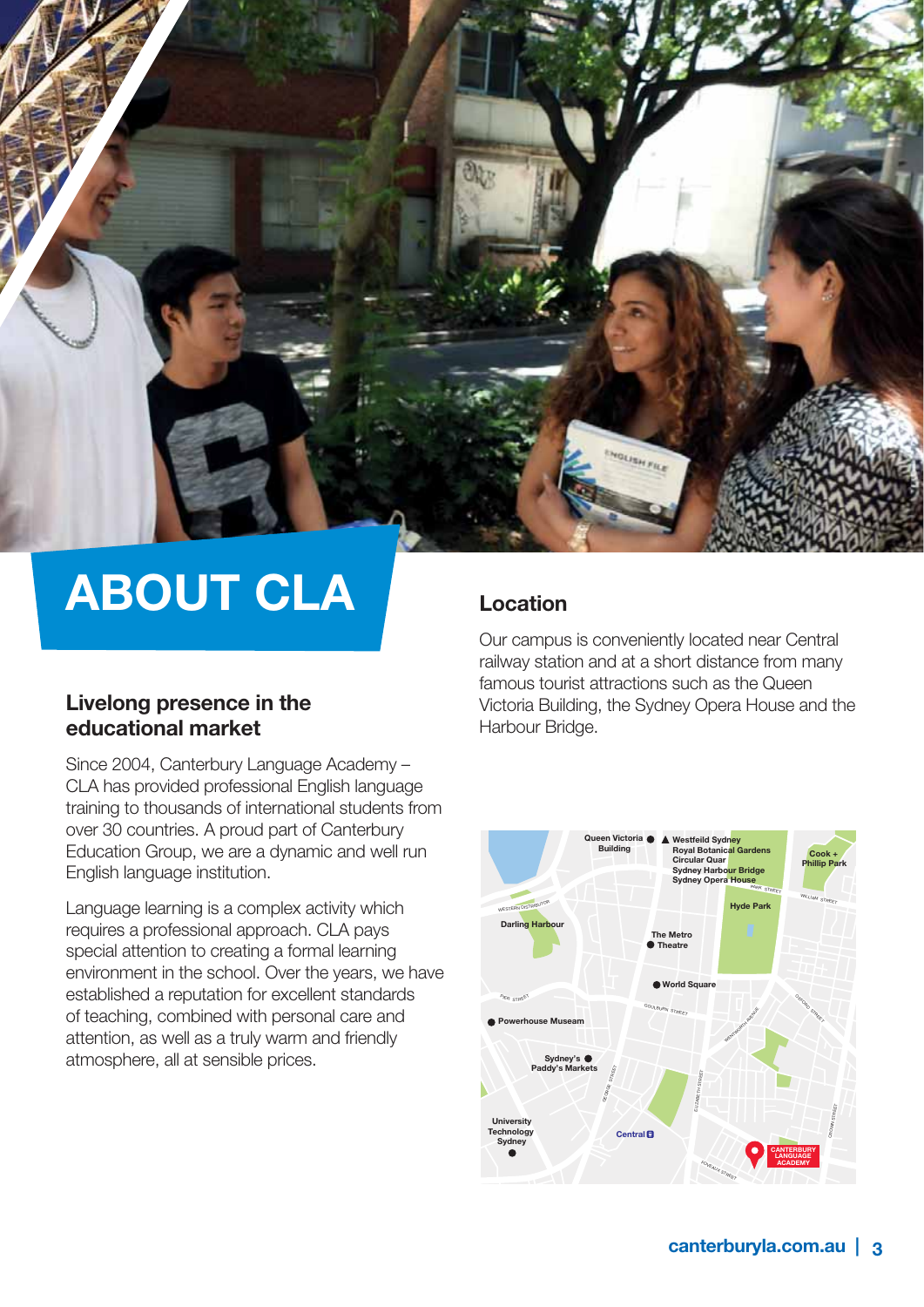# ABOUT CLA

## Livelong presence in the educational market

Since 2004, Canterbury Language Academy – CLA has provided professional English language training to thousands of international students from over 30 countries. A proud part of Canterbury Education Group, we are a dynamic and well run English language institution.

Language learning is a complex activity which requires a professional approach. CLA pays special attention to creating a formal learning environment in the school. Over the years, we have established a reputation for excellent standards of teaching, combined with personal care and attention, as well as a truly warm and friendly atmosphere, all at sensible prices.

## Location

Our campus is conveniently located near Central railway station and at a short distance from many famous tourist attractions such as the Queen Victoria Building, the Sydney Opera House and the Harbour Bridge.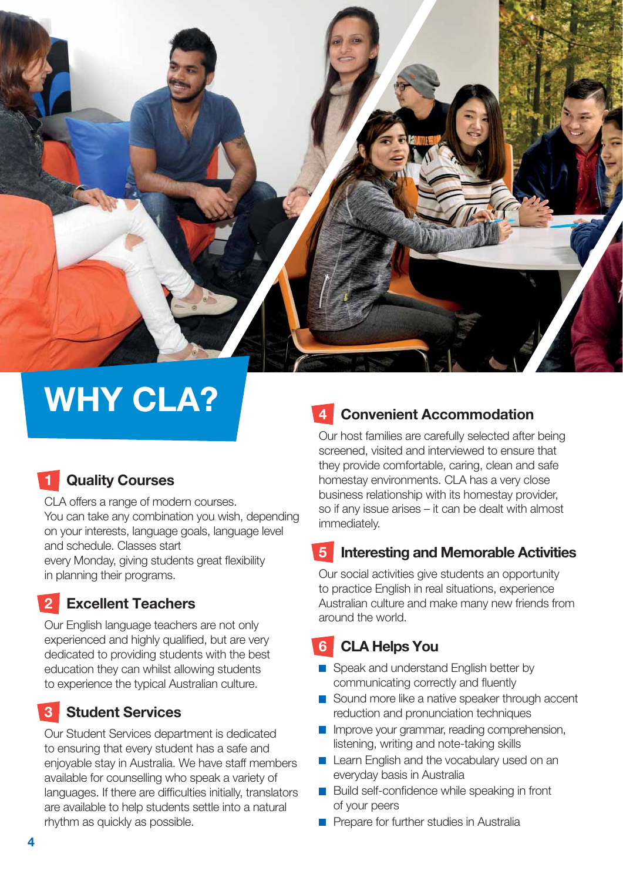# WHY CLA?

## 1 Quality Courses

CLA offers a range of modern courses. You can take any combination you wish, depending on your interests, language goals, language level and schedule. Classes start every Monday, giving students great flexibility in planning their programs.

## 2 Excellent Teachers

Our English language teachers are not only experienced and highly qualified, but are very dedicated to providing students with the best education they can whilst allowing students to experience the typical Australian culture.

## 3 Student Services

Our Student Services department is dedicated to ensuring that every student has a safe and enjoyable stay in Australia. We have staff members available for counselling who speak a variety of languages. If there are difficulties initially, translators are available to help students settle into a natural rhythm as quickly as possible.

## 4 Convenient Accommodation

Our host families are carefully selected after being screened, visited and interviewed to ensure that they provide comfortable, caring, clean and safe homestay environments. CLA has a very close business relationship with its homestay provider, so if any issue arises – it can be dealt with almost immediately.

## 5 Interesting and Memorable Activities

Our social activities give students an opportunity to practice English in real situations, experience Australian culture and make many new friends from around the world.

## 6 CLA Helps You

- Speak and understand English better by communicating correctly and fluently
- Sound more like a native speaker through accent reduction and pronunciation techniques
- Improve your grammar, reading comprehension, listening, writing and note-taking skills
- Learn English and the vocabulary used on an everyday basis in Australia
- Build self-confidence while speaking in front of your peers
- Prepare for further studies in Australia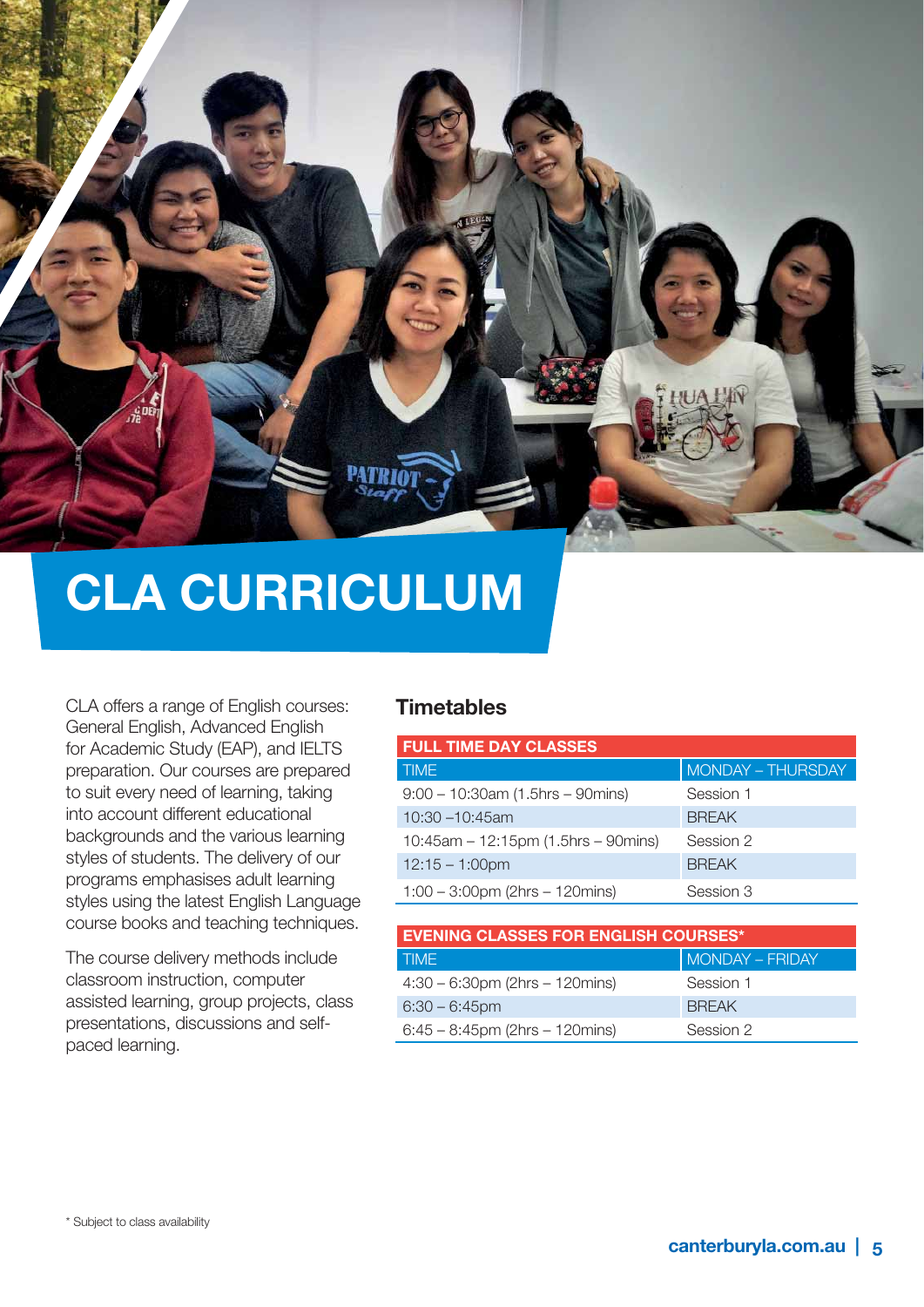# CLA CURRICULUM

CLA offers a range of English courses: General English, Advanced English for Academic Study (EAP), and IELTS preparation. Our courses are prepared to suit every need of learning, taking into account different educational backgrounds and the various learning styles of students. The delivery of our programs emphasises adult learning styles using the latest English Language course books and teaching techniques.

The course delivery methods include classroom instruction, computer assisted learning, group projects, class presentations, discussions and self-paced learning.

## Timetables

**FULL TIME DAY CLASSES**

| TIME | MONDAY – THURSDAY |
|---|---|
| 9:00 – 10:30am (1.5hrs – 90mins) | Session 1 |
| 10:30 –10:45am | BREAK |
| 10:45am – 12:15pm (1.5hrs – 90mins) | Session 2 |
| 12:15 – 1:00pm | BREAK |
| 1:00 – 3:00pm (2hrs – 120mins) | Session 3 |

**EVENING CLASSES FOR ENGLISH COURSES***

| TIME | MONDAY – FRIDAY |
|---|---|
| 4:30 – 6:30pm (2hrs – 120mins) | Session 1 |
| 6:30 – 6:45pm | BREAK |
| 6:45 – 8:45pm (2hrs – 120mins) | Session 2 |

* Subject to class availability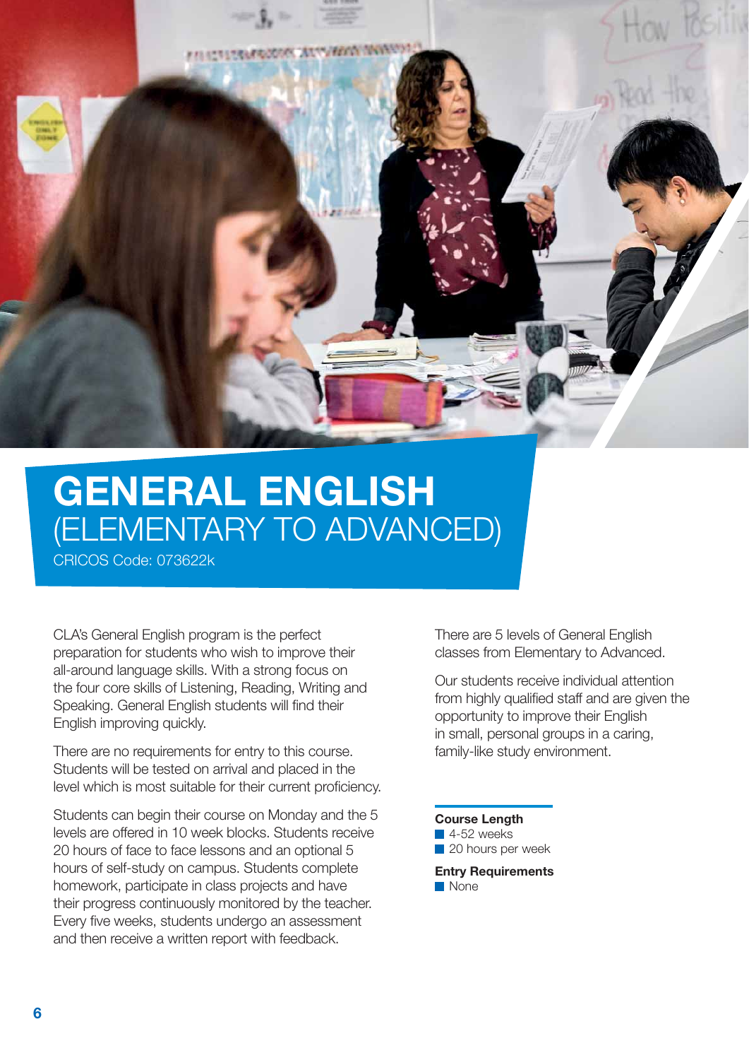# GENERAL ENGLISH
## (ELEMENTARY TO ADVANCED)

CRICOS Code: 073622k

CLA's General English program is the perfect preparation for students who wish to improve their all-around language skills. With a strong focus on the four core skills of Listening, Reading, Writing and Speaking. General English students will find their English improving quickly.

There are no requirements for entry to this course. Students will be tested on arrival and placed in the level which is most suitable for their current proficiency.

Students can begin their course on Monday and the 5 levels are offered in 10 week blocks. Students receive 20 hours of face to face lessons and an optional 5 hours of self-study on campus. Students complete homework, participate in class projects and have their progress continuously monitored by the teacher. Every five weeks, students undergo an assessment and then receive a written report with feedback.

There are 5 levels of General English classes from Elementary to Advanced.

Our students receive individual attention from highly qualified staff and are given the opportunity to improve their English in small, personal groups in a caring, family-like study environment.

**Course Length**

- 4-52 weeks
- 20 hours per week

**Entry Requirements**

- None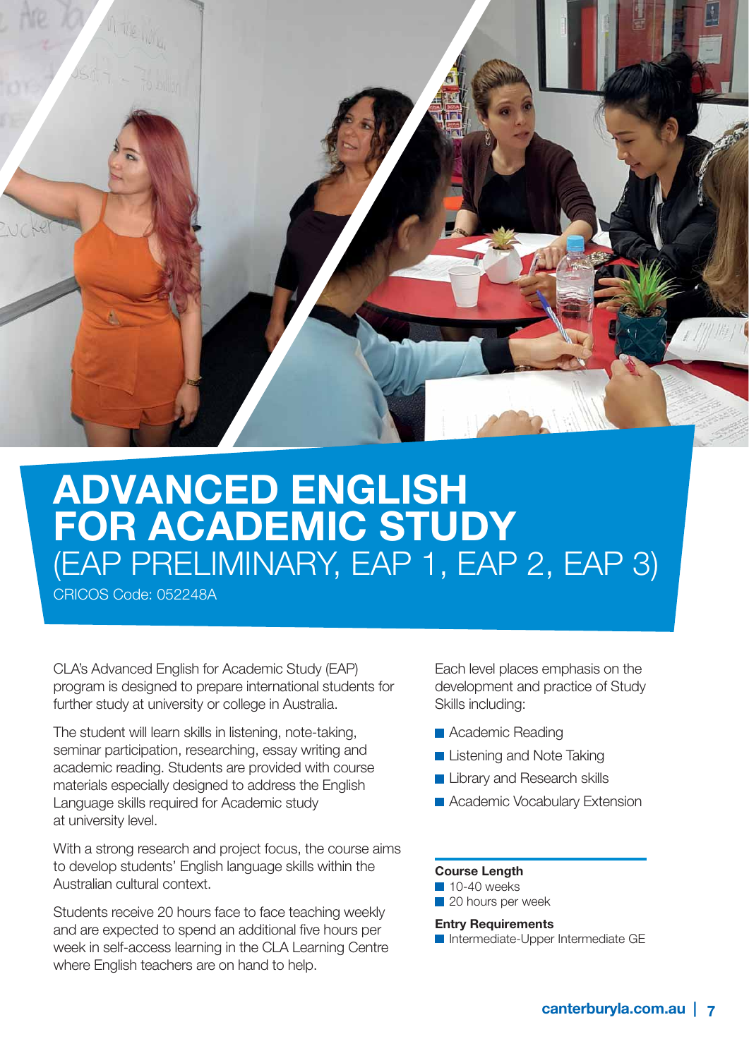# ADVANCED ENGLISH FOR ACADEMIC STUDY

## (EAP PRELIMINARY, EAP 1, EAP 2, EAP 3)

CRICOS Code: 052248A

CLA's Advanced English for Academic Study (EAP) program is designed to prepare international students for further study at university or college in Australia.

The student will learn skills in listening, note-taking, seminar participation, researching, essay writing and academic reading. Students are provided with course materials especially designed to address the English Language skills required for Academic study at university level.

With a strong research and project focus, the course aims to develop students' English language skills within the Australian cultural context.

Students receive 20 hours face to face teaching weekly and are expected to spend an additional five hours per week in self-access learning in the CLA Learning Centre where English teachers are on hand to help.

Each level places emphasis on the development and practice of Study Skills including:

- Academic Reading
- Listening and Note Taking
- Library and Research skills
- Academic Vocabulary Extension

**Course Length**

- 10-40 weeks
- 20 hours per week

**Entry Requirements**

- Intermediate-Upper Intermediate GE

canterburyla.com.au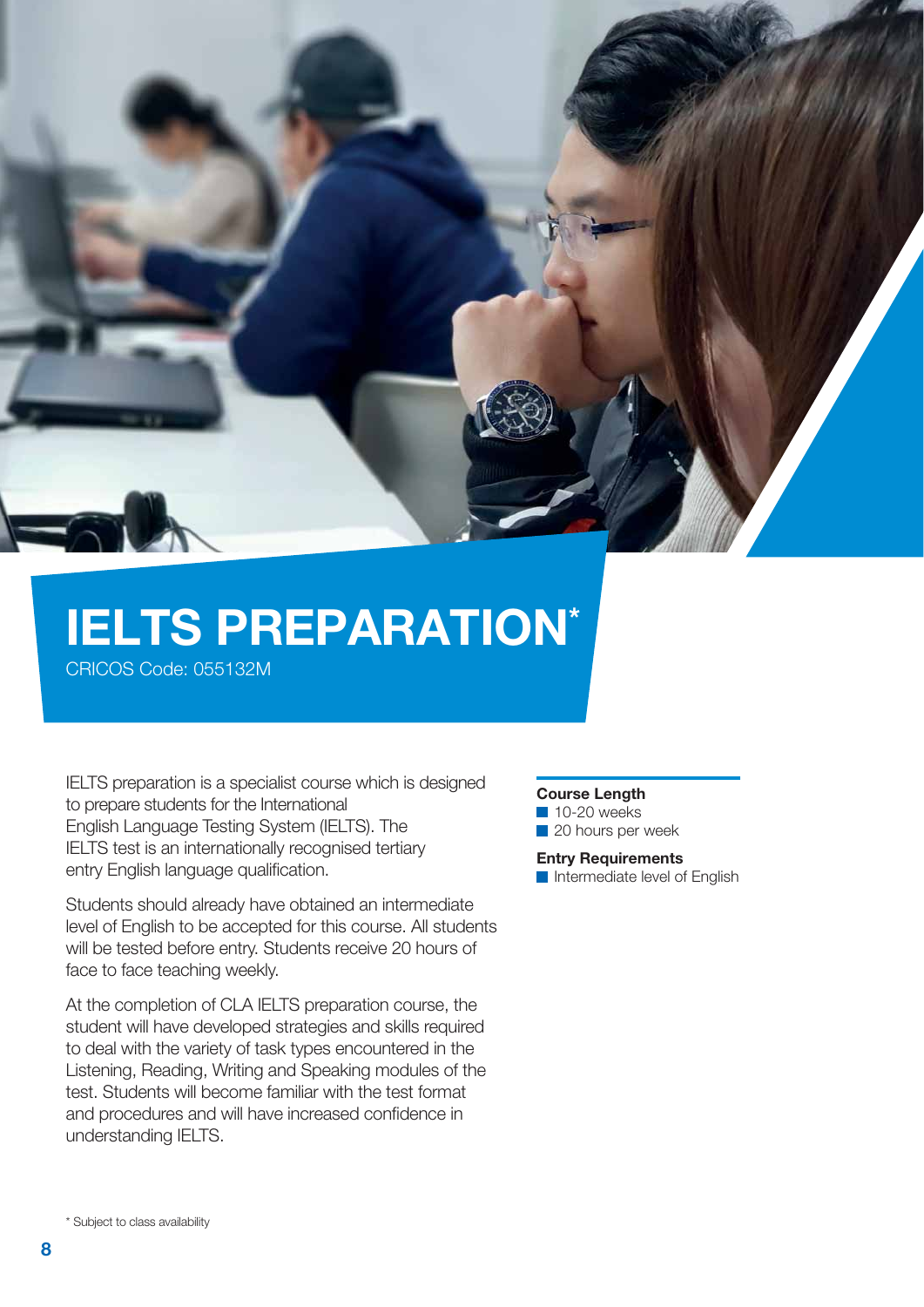# IELTS PREPARATION*

CRICOS Code: 055132M

IELTS preparation is a specialist course which is designed to prepare students for the International English Language Testing System (IELTS). The IELTS test is an internationally recognised tertiary entry English language qualification.

Students should already have obtained an intermediate level of English to be accepted for this course. All students will be tested before entry. Students receive 20 hours of face to face teaching weekly.

At the completion of CLA IELTS preparation course, the student will have developed strategies and skills required to deal with the variety of task types encountered in the Listening, Reading, Writing and Speaking modules of the test. Students will become familiar with the test format and procedures and will have increased confidence in understanding IELTS.

**Course Length**

- 10-20 weeks
- 20 hours per week

**Entry Requirements**

- Intermediate level of English

* Subject to class availability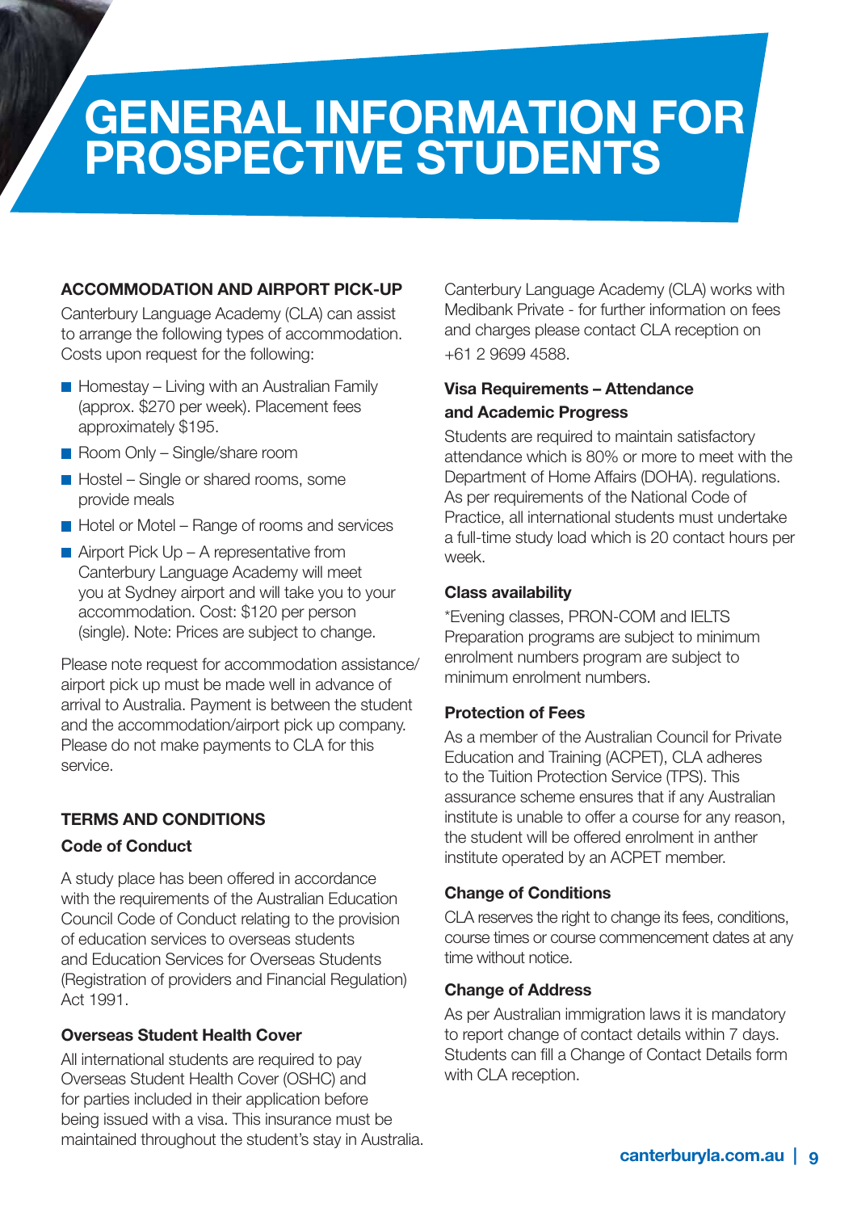# GENERAL INFORMATION FOR PROSPECTIVE STUDENTS

## ACCOMMODATION AND AIRPORT PICK-UP

Canterbury Language Academy (CLA) can assist to arrange the following types of accommodation. Costs upon request for the following:

- Homestay – Living with an Australian Family (approx. $270 per week). Placement fees approximately $195.
- Room Only – Single/share room
- Hostel – Single or shared rooms, some provide meals
- Hotel or Motel – Range of rooms and services
- Airport Pick Up – A representative from Canterbury Language Academy will meet you at Sydney airport and will take you to your accommodation. Cost: $120 per person (single). Note: Prices are subject to change.

Please note request for accommodation assistance/ airport pick up must be made well in advance of arrival to Australia. Payment is between the student and the accommodation/airport pick up company. Please do not make payments to CLA for this service.

## TERMS AND CONDITIONS

### Code of Conduct

A study place has been offered in accordance with the requirements of the Australian Education Council Code of Conduct relating to the provision of education services to overseas students and Education Services for Overseas Students (Registration of providers and Financial Regulation) Act 1991.

### Overseas Student Health Cover

All international students are required to pay Overseas Student Health Cover (OSHC) and for parties included in their application before being issued with a visa. This insurance must be maintained throughout the student's stay in Australia.

Canterbury Language Academy (CLA) works with Medibank Private - for further information on fees and charges please contact CLA reception on +61 2 9699 4588.

### Visa Requirements – Attendance and Academic Progress

Students are required to maintain satisfactory attendance which is 80% or more to meet with the Department of Home Affairs (DOHA). regulations. As per requirements of the National Code of Practice, all international students must undertake a full-time study load which is 20 contact hours per week.

### Class availability

*Evening classes, PRON-COM and IELTS Preparation programs are subject to minimum enrolment numbers program are subject to minimum enrolment numbers.

### Protection of Fees

As a member of the Australian Council for Private Education and Training (ACPET), CLA adheres to the Tuition Protection Service (TPS). This assurance scheme ensures that if any Australian institute is unable to offer a course for any reason, the student will be offered enrolment in anther institute operated by an ACPET member.

### Change of Conditions

CLA reserves the right to change its fees, conditions, course times or course commencement dates at any time without notice.

### Change of Address

As per Australian immigration laws it is mandatory to report change of contact details within 7 days. Students can fill a Change of Contact Details form with CLA reception.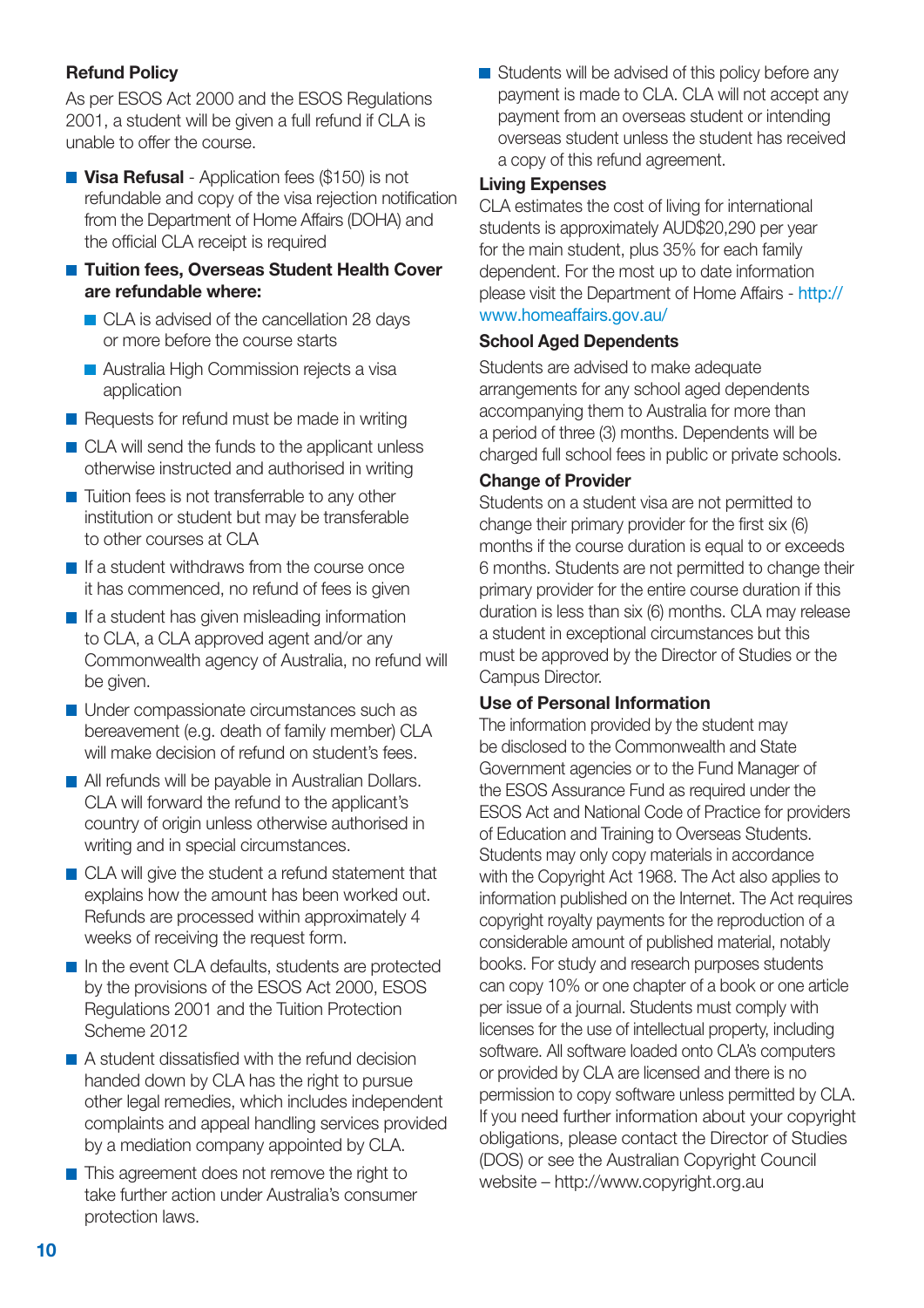### Refund Policy

As per ESOS Act 2000 and the ESOS Regulations 2001, a student will be given a full refund if CLA is unable to offer the course.

- **Visa Refusal** - Application fees ($150) is not refundable and copy of the visa rejection notification from the Department of Home Affairs (DOHA) and the official CLA receipt is required
- **Tuition fees, Overseas Student Health Cover are refundable where:**
  - CLA is advised of the cancellation 28 days or more before the course starts
  - Australia High Commission rejects a visa application
- Requests for refund must be made in writing
- CLA will send the funds to the applicant unless otherwise instructed and authorised in writing
- Tuition fees is not transferrable to any other institution or student but may be transferable to other courses at CLA
- If a student withdraws from the course once it has commenced, no refund of fees is given
- If a student has given misleading information to CLA, a CLA approved agent and/or any Commonwealth agency of Australia, no refund will be given.
- Under compassionate circumstances such as bereavement (e.g. death of family member) CLA will make decision of refund on student's fees.
- All refunds will be payable in Australian Dollars. CLA will forward the refund to the applicant's country of origin unless otherwise authorised in writing and in special circumstances.
- CLA will give the student a refund statement that explains how the amount has been worked out. Refunds are processed within approximately 4 weeks of receiving the request form.
- In the event CLA defaults, students are protected by the provisions of the ESOS Act 2000, ESOS Regulations 2001 and the Tuition Protection Scheme 2012
- A student dissatisfied with the refund decision handed down by CLA has the right to pursue other legal remedies, which includes independent complaints and appeal handling services provided by a mediation company appointed by CLA.
- This agreement does not remove the right to take further action under Australia's consumer protection laws.
- Students will be advised of this policy before any payment is made to CLA. CLA will not accept any payment from an overseas student or intending overseas student unless the student has received a copy of this refund agreement.

### Living Expenses

CLA estimates the cost of living for international students is approximately AUD$20,290 per year for the main student, plus 35% for each family dependent. For the most up to date information please visit the Department of Home Affairs - http://www.homeaffairs.gov.au/

### School Aged Dependents

Students are advised to make adequate arrangements for any school aged dependents accompanying them to Australia for more than a period of three (3) months. Dependents will be charged full school fees in public or private schools.

### Change of Provider

Students on a student visa are not permitted to change their primary provider for the first six (6) months if the course duration is equal to or exceeds 6 months. Students are not permitted to change their primary provider for the entire course duration if this duration is less than six (6) months. CLA may release a student in exceptional circumstances but this must be approved by the Director of Studies or the Campus Director.

### Use of Personal Information

The information provided by the student may be disclosed to the Commonwealth and State Government agencies or to the Fund Manager of the ESOS Assurance Fund as required under the ESOS Act and National Code of Practice for providers of Education and Training to Overseas Students. Students may only copy materials in accordance with the Copyright Act 1968. The Act also applies to information published on the Internet. The Act requires copyright royalty payments for the reproduction of a considerable amount of published material, notably books. For study and research purposes students can copy 10% or one chapter of a book or one article per issue of a journal. Students must comply with licenses for the use of intellectual property, including software. All software loaded onto CLA's computers or provided by CLA are licensed and there is no permission to copy software unless permitted by CLA. If you need further information about your copyright obligations, please contact the Director of Studies (DOS) or see the Australian Copyright Council website – http://www.copyright.org.au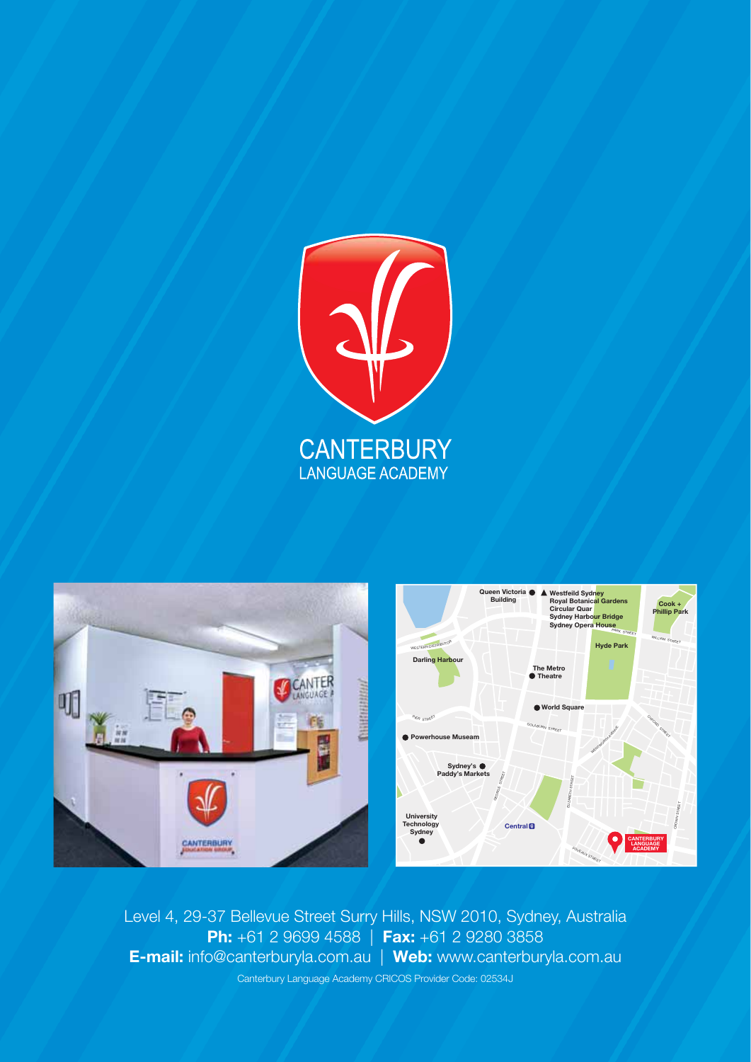CANTERBURY
LANGUAGE ACADEMY

Queen Victoria Building
Westfeild Sydney
Royal Botanical Gardens
Circular Quar
Sydney Harbour Bridge
Sydney Opera House
Cook + Phillip Park
Hyde Park
Darling Harbour
The Metro Theatre
World Square
Powerhouse Museam
Sydney's Paddy's Markets
University Technology Sydney
Central
CANTERBURY LANGUAGE ACADEMY

Level 4, 29-37 Bellevue Street Surry Hills, NSW 2010, Sydney, Australia
**Ph:** +61 2 9699 4588 | **Fax:** +61 2 9280 3858
**E-mail:** info@canterburyla.com.au | **Web:** www.canterburyla.com.au

Canterbury Language Academy CRICOS Provider Code: 02534J